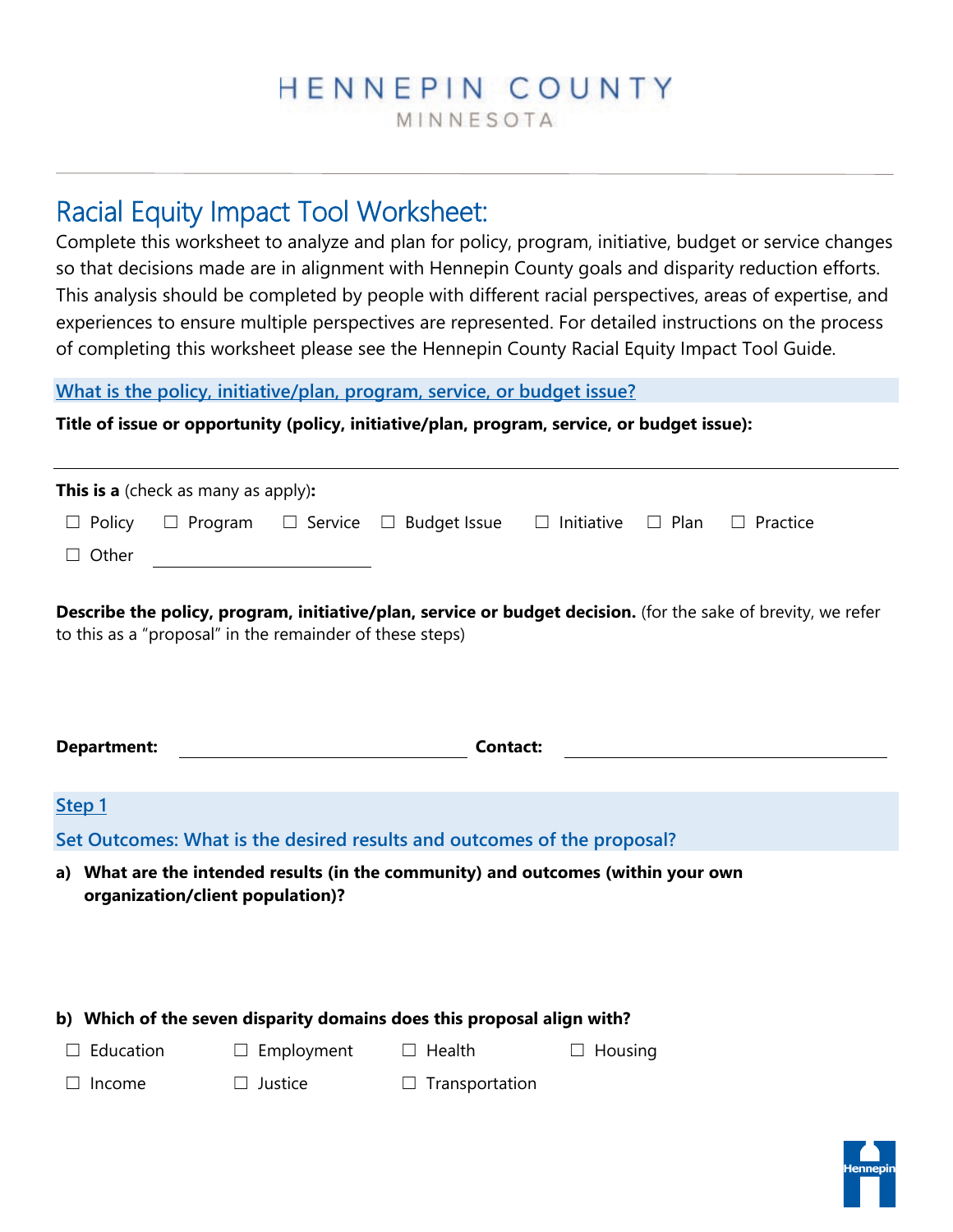# HENNEPIN COUNTY
MINNESOTA

## Racial Equity Impact Tool Worksheet:

Complete this worksheet to analyze and plan for policy, program, initiative, budget or service changes so that decisions made are in alignment with Hennepin County goals and disparity reduction efforts. This analysis should be completed by people with different racial perspectives, areas of expertise, and experiences to ensure multiple perspectives are represented. For detailed instructions on the process of completing this worksheet please see the Hennepin County Racial Equity Impact Tool Guide.

### What is the policy, initiative/plan, program, service, or budget issue?

**Title of issue or opportunity (policy, initiative/plan, program, service, or budget issue):**

______________________________________________

**This is a** (check as many as apply)**:**

☐ Policy ☐ Program ☐ Service ☐ Budget Issue ☐ Initiative ☐ Plan ☐ Practice

☐ Other ____________________

**Describe the policy, program, initiative/plan, service or budget decision.** (for the sake of brevity, we refer to this as a "proposal" in the remainder of these steps)

**Department:** ____________________ **Contact:** ____________________

### Step 1

### Set Outcomes: What is the desired results and outcomes of the proposal?

**a) What are the intended results (in the community) and outcomes (within your own organization/client population)?**

**b) Which of the seven disparity domains does this proposal align with?**

☐ Education ☐ Employment ☐ Health ☐ Housing

☐ Income ☐ Justice ☐ Transportation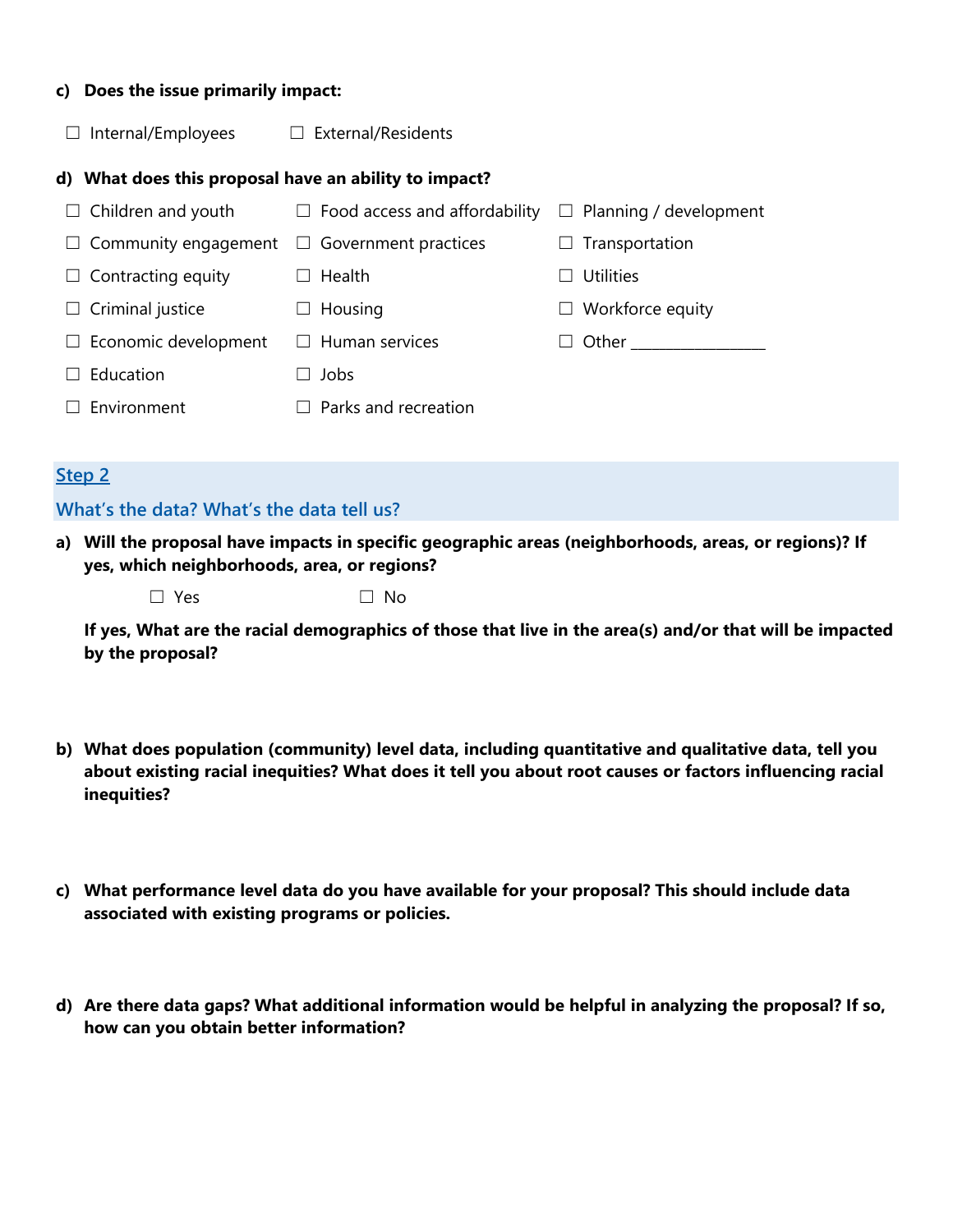**c) Does the issue primarily impact:**

☐ Internal/Employees ☐ External/Residents

**d) What does this proposal have an ability to impact?**

| | | |
|---|---|---|
| ☐ Children and youth | ☐ Food access and affordability | ☐ Planning / development |
| ☐ Community engagement | ☐ Government practices | ☐ Transportation |
| ☐ Contracting equity | ☐ Health | ☐ Utilities |
| ☐ Criminal justice | ☐ Housing | ☐ Workforce equity |
| ☐ Economic development | ☐ Human services | ☐ Other ________________ |
| ☐ Education | ☐ Jobs | |
| ☐ Environment | ☐ Parks and recreation | |

## Step 2

### What's the data? What's the data tell us?

**a) Will the proposal have impacts in specific geographic areas (neighborhoods, areas, or regions)? If yes, which neighborhoods, area, or regions?**

☐ Yes ☐ No

**If yes, What are the racial demographics of those that live in the area(s) and/or that will be impacted by the proposal?**

**b) What does population (community) level data, including quantitative and qualitative data, tell you about existing racial inequities? What does it tell you about root causes or factors influencing racial inequities?**

**c) What performance level data do you have available for your proposal? This should include data associated with existing programs or policies.**

**d) Are there data gaps? What additional information would be helpful in analyzing the proposal? If so, how can you obtain better information?**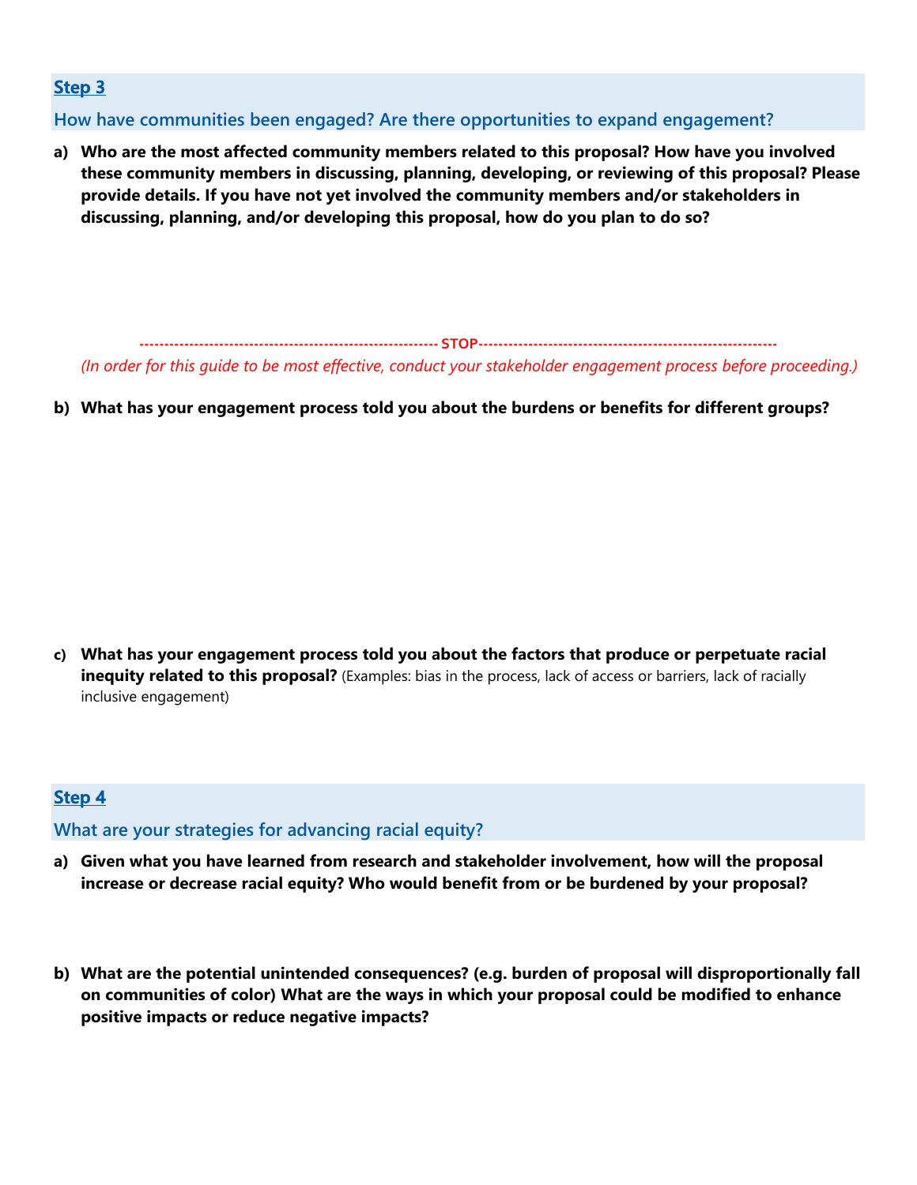## Step 3

### How have communities been engaged? Are there opportunities to expand engagement?

**a) Who are the most affected community members related to this proposal? How have you involved these community members in discussing, planning, developing, or reviewing of this proposal? Please provide details. If you have not yet involved the community members and/or stakeholders in discussing, planning, and/or developing this proposal, how do you plan to do so?**

---------------------------------------------------------- **STOP** ----------------------------------------------------------

*(In order for this guide to be most effective, conduct your stakeholder engagement process before proceeding.)*

**b) What has your engagement process told you about the burdens or benefits for different groups?**

**c) What has your engagement process told you about the factors that produce or perpetuate racial inequity related to this proposal?** (Examples: bias in the process, lack of access or barriers, lack of racially inclusive engagement)

## Step 4

### What are your strategies for advancing racial equity?

**a) Given what you have learned from research and stakeholder involvement, how will the proposal increase or decrease racial equity? Who would benefit from or be burdened by your proposal?**

**b) What are the potential unintended consequences? (e.g. burden of proposal will disproportionally fall on communities of color) What are the ways in which your proposal could be modified to enhance positive impacts or reduce negative impacts?**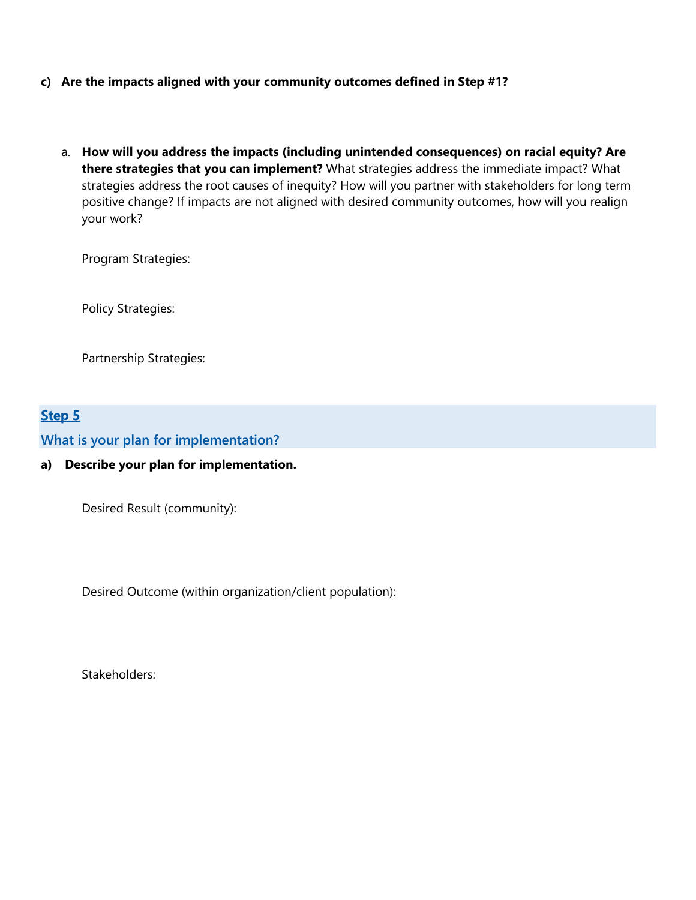**c) Are the impacts aligned with your community outcomes defined in Step #1?**

a. **How will you address the impacts (including unintended consequences) on racial equity? Are there strategies that you can implement?** What strategies address the immediate impact? What strategies address the root causes of inequity? How will you partner with stakeholders for long term positive change? If impacts are not aligned with desired community outcomes, how will you realign your work?

Program Strategies:

Policy Strategies:

Partnership Strategies:

## Step 5

## What is your plan for implementation?

**a) Describe your plan for implementation.**

Desired Result (community):

Desired Outcome (within organization/client population):

Stakeholders: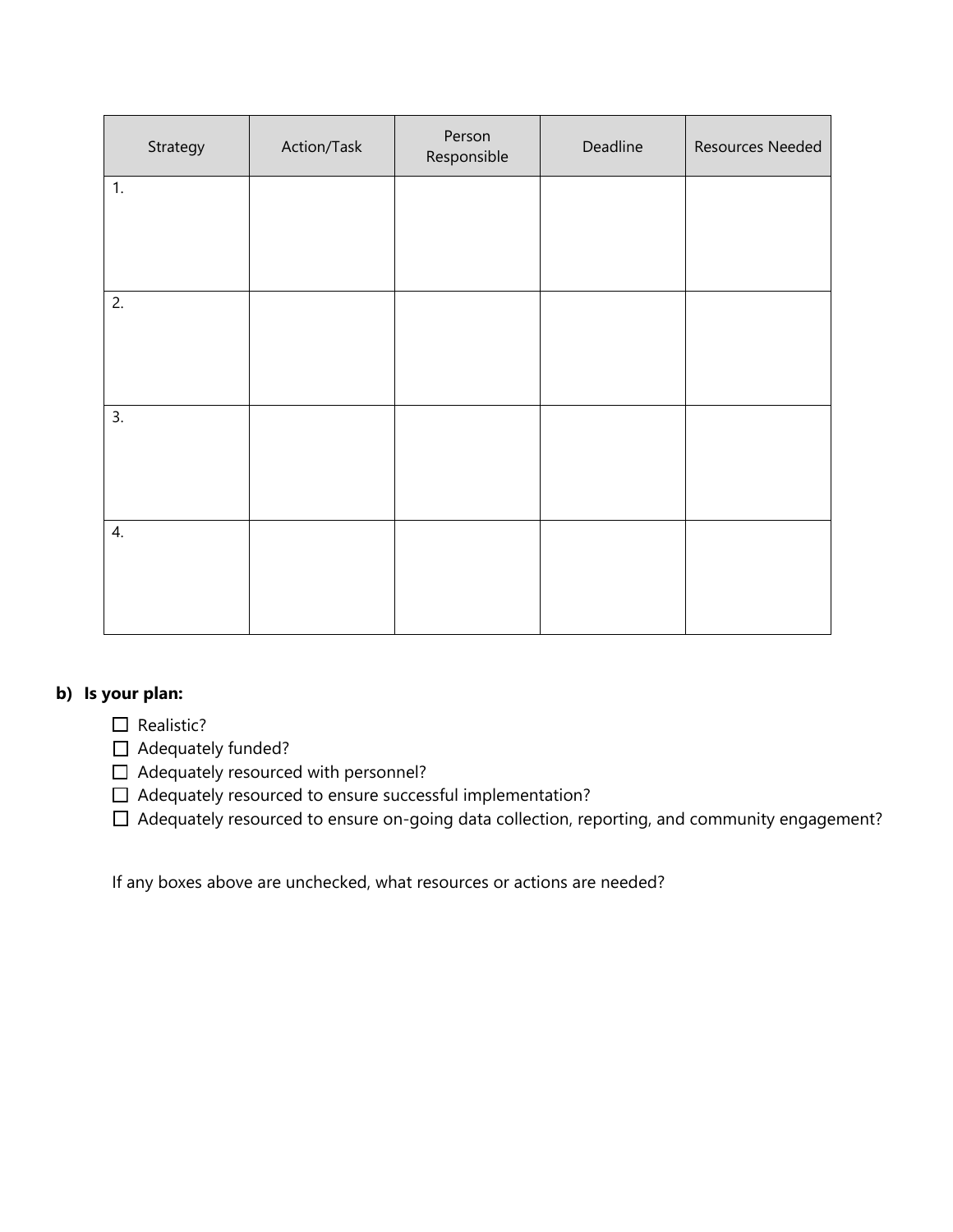| Strategy | Action/Task | Person Responsible | Deadline | Resources Needed |
|---|---|---|---|---|
| 1. | | | | |
| 2. | | | | |
| 3. | | | | |
| 4. | | | | |

**b) Is your plan:**

- ☐ Realistic?
- ☐ Adequately funded?
- ☐ Adequately resourced with personnel?
- ☐ Adequately resourced to ensure successful implementation?
- ☐ Adequately resourced to ensure on-going data collection, reporting, and community engagement?

If any boxes above are unchecked, what resources or actions are needed?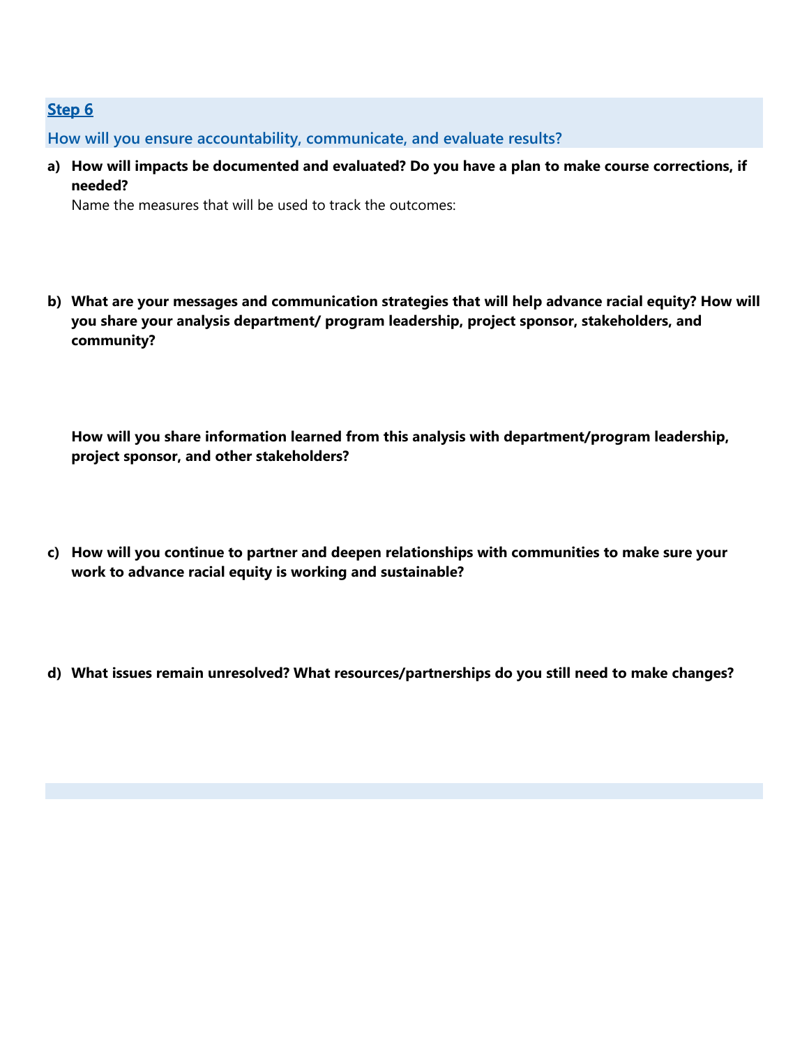## Step 6

### How will you ensure accountability, communicate, and evaluate results?

a) **How will impacts be documented and evaluated? Do you have a plan to make course corrections, if needed?**

   Name the measures that will be used to track the outcomes:

b) **What are your messages and communication strategies that will help advance racial equity? How will you share your analysis department/ program leadership, project sponsor, stakeholders, and community?**

   **How will you share information learned from this analysis with department/program leadership, project sponsor, and other stakeholders?**

c) **How will you continue to partner and deepen relationships with communities to make sure your work to advance racial equity is working and sustainable?**

d) **What issues remain unresolved? What resources/partnerships do you still need to make changes?**